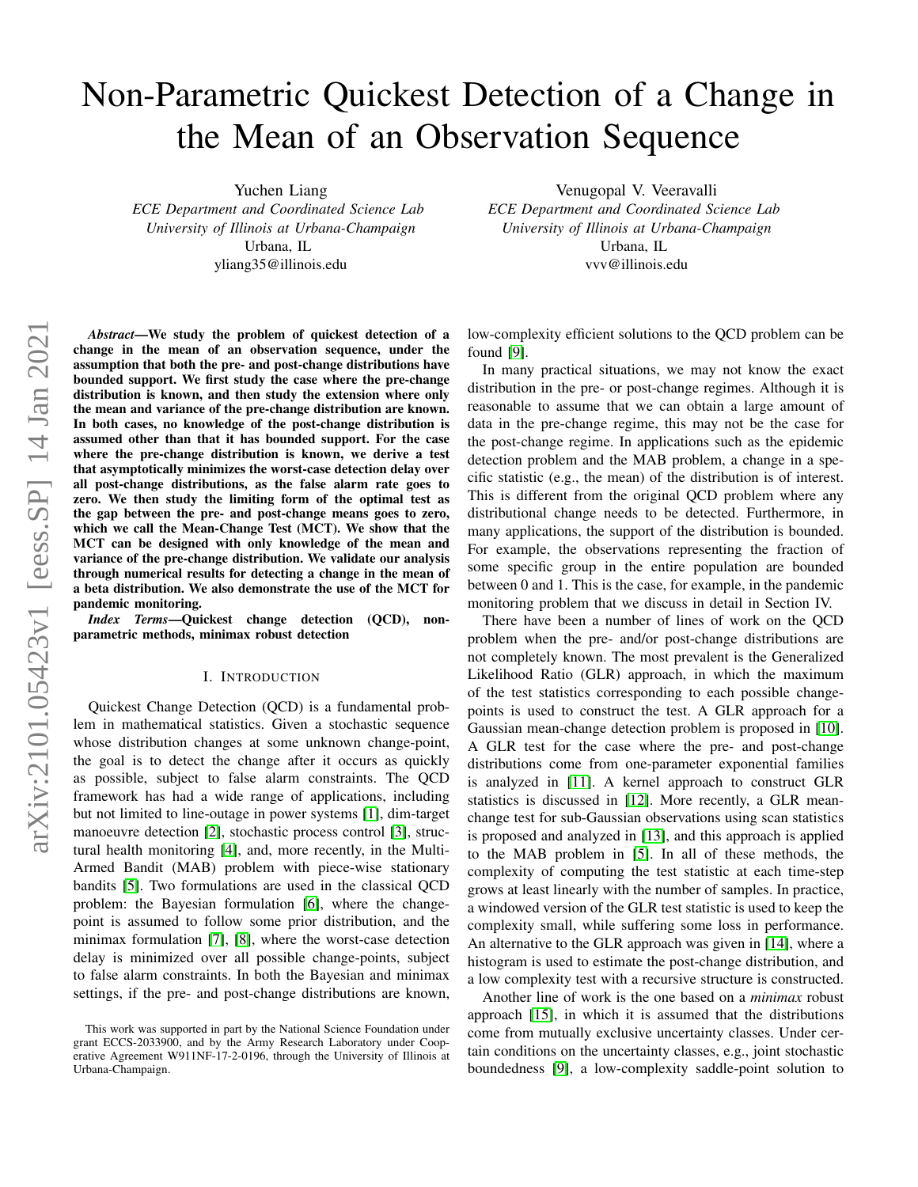# Non-Parametric Quickest Detection of a Change in the Mean of an Observation Sequence

Yuchen Liang
*ECE Department and Coordinated Science Lab*
*University of Illinois at Urbana-Champaign*
Urbana, IL
yliang35@illinois.edu

Venugopal V. Veeravalli
*ECE Department and Coordinated Science Lab*
*University of Illinois at Urbana-Champaign*
Urbana, IL
vvv@illinois.edu

***Abstract*—We study the problem of quickest detection of a change in the mean of an observation sequence, under the assumption that both the pre- and post-change distributions have bounded support. We first study the case where the pre-change distribution is known, and then study the extension where only the mean and variance of the pre-change distribution are known. In both cases, no knowledge of the post-change distribution is assumed other than that it has bounded support. For the case where the pre-change distribution is known, we derive a test that asymptotically minimizes the worst-case detection delay over all post-change distributions, as the false alarm rate goes to zero. We then study the limiting form of the optimal test as the gap between the pre- and post-change means goes to zero, which we call the Mean-Change Test (MCT). We show that the MCT can be designed with only knowledge of the mean and variance of the pre-change distribution. We validate our analysis through numerical results for detecting a change in the mean of a beta distribution. We also demonstrate the use of the MCT for pandemic monitoring.**

***Index Terms*—Quickest change detection (QCD), non-parametric methods, minimax robust detection**

## I. Introduction

Quickest Change Detection (QCD) is a fundamental problem in mathematical statistics. Given a stochastic sequence whose distribution changes at some unknown change-point, the goal is to detect the change after it occurs as quickly as possible, subject to false alarm constraints. The QCD framework has had a wide range of applications, including but not limited to line-outage in power systems [1], dim-target manoeuvre detection [2], stochastic process control [3], structural health monitoring [4], and, more recently, in the Multi-Armed Bandit (MAB) problem with piece-wise stationary bandits [5]. Two formulations are used in the classical QCD problem: the Bayesian formulation [6], where the change-point is assumed to follow some prior distribution, and the minimax formulation [7], [8], where the worst-case detection delay is minimized over all possible change-points, subject to false alarm constraints. In both the Bayesian and minimax settings, if the pre- and post-change distributions are known, low-complexity efficient solutions to the QCD problem can be found [9].

In many practical situations, we may not know the exact distribution in the pre- or post-change regimes. Although it is reasonable to assume that we can obtain a large amount of data in the pre-change regime, this may not be the case for the post-change regime. In applications such as the epidemic detection problem and the MAB problem, a change in a specific statistic (e.g., the mean) of the distribution is of interest. This is different from the original QCD problem where any distributional change needs to be detected. Furthermore, in many applications, the support of the distribution is bounded. For example, the observations representing the fraction of some specific group in the entire population are bounded between 0 and 1. This is the case, for example, in the pandemic monitoring problem that we discuss in detail in Section IV.

There have been a number of lines of work on the QCD problem when the pre- and/or post-change distributions are not completely known. The most prevalent is the Generalized Likelihood Ratio (GLR) approach, in which the maximum of the test statistics corresponding to each possible change-points is used to construct the test. A GLR approach for a Gaussian mean-change detection problem is proposed in [10]. A GLR test for the case where the pre- and post-change distributions come from one-parameter exponential families is analyzed in [11]. A kernel approach to construct GLR statistics is discussed in [12]. More recently, a GLR mean-change test for sub-Gaussian observations using scan statistics is proposed and analyzed in [13], and this approach is applied to the MAB problem in [5]. In all of these methods, the complexity of computing the test statistic at each time-step grows at least linearly with the number of samples. In practice, a windowed version of the GLR test statistic is used to keep the complexity small, while suffering some loss in performance. An alternative to the GLR approach was given in [14], where a histogram is used to estimate the post-change distribution, and a low complexity test with a recursive structure is constructed.

Another line of work is the one based on a *minimax* robust approach [15], in which it is assumed that the distributions come from mutually exclusive uncertainty classes. Under certain conditions on the uncertainty classes, e.g., joint stochastic boundedness [9], a low-complexity saddle-point solution to

This work was supported in part by the National Science Foundation under grant ECCS-2033900, and by the Army Research Laboratory under Cooperative Agreement W911NF-17-2-0196, through the University of Illinois at Urbana-Champaign.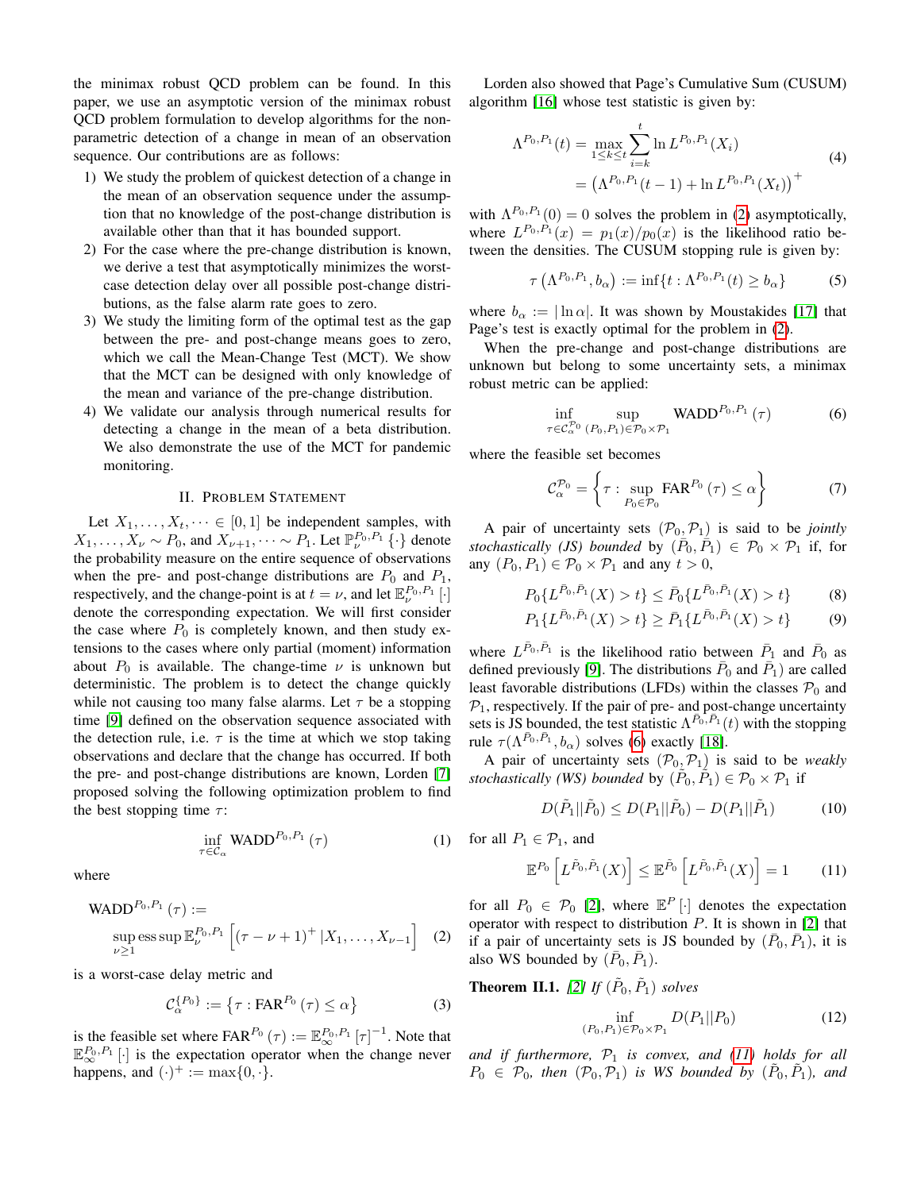the minimax robust QCD problem can be found. In this paper, we use an asymptotic version of the minimax robust QCD problem formulation to develop algorithms for the non-parametric detection of a change in mean of an observation sequence. Our contributions are as follows:

1) We study the problem of quickest detection of a change in the mean of an observation sequence under the assumption that no knowledge of the post-change distribution is available other than that it has bounded support.
2) For the case where the pre-change distribution is known, we derive a test that asymptotically minimizes the worst-case detection delay over all possible post-change distributions, as the false alarm rate goes to zero.
3) We study the limiting form of the optimal test as the gap between the pre- and post-change means goes to zero, which we call the Mean-Change Test (MCT). We show that the MCT can be designed with only knowledge of the mean and variance of the pre-change distribution.
4) We validate our analysis through numerical results for detecting a change in the mean of a beta distribution. We also demonstrate the use of the MCT for pandemic monitoring.

## II. Problem Statement

Let $X_1, \dots, X_t, \dots \in [0,1]$ be independent samples, with $X_1, \dots, X_\nu \sim P_0$, and $X_{\nu+1}, \dots \sim P_1$. Let $\mathbb{P}_\nu^{P_0,P_1}\{\cdot\}$ denote the probability measure on the entire sequence of observations when the pre- and post-change distributions are $P_0$ and $P_1$, respectively, and the change-point is at $t = \nu$, and let $\mathbb{E}_\nu^{P_0,P_1}[\cdot]$ denote the corresponding expectation. We will first consider the case where $P_0$ is completely known, and then study extensions to the cases where only partial (moment) information about $P_0$ is available. The change-time $\nu$ is unknown but deterministic. The problem is to detect the change quickly while not causing too many false alarms. Let $\tau$ be a stopping time [9] defined on the observation sequence associated with the detection rule, i.e. $\tau$ is the time at which we stop taking observations and declare that the change has occurred. If both the pre- and post-change distributions are known, Lorden [7] proposed solving the following optimization problem to find the best stopping time $\tau$:

$$\inf_{\tau \in \mathcal{C}_\alpha} \text{WADD}^{P_0,P_1}(\tau) \tag{1}$$

where

$$\text{WADD}^{P_0,P_1}(\tau) := \sup_{\nu \geq 1} \operatorname{ess\,sup} \mathbb{E}_\nu^{P_0,P_1}\left[(\tau - \nu + 1)^+ | X_1, \dots, X_{\nu-1}\right] \tag{2}$$

is a worst-case delay metric and

$$\mathcal{C}_\alpha^{\{P_0\}} := \left\{\tau : \text{FAR}^{P_0}(\tau) \leq \alpha\right\} \tag{3}$$

is the feasible set where $\text{FAR}^{P_0}(\tau) := \mathbb{E}_\infty^{P_0,P_1}[\tau]^{-1}$. Note that $\mathbb{E}_\infty^{P_0,P_1}[\cdot]$ is the expectation operator when the change never happens, and $(\cdot)^+ := \max\{0, \cdot\}$.

Lorden also showed that Page's Cumulative Sum (CUSUM) algorithm [16] whose test statistic is given by:

$$\begin{aligned}\Lambda^{P_0,P_1}(t) &= \max_{1 \leq k \leq t} \sum_{i=k}^{t} \ln L^{P_0,P_1}(X_i) \\ &= \left(\Lambda^{P_0,P_1}(t-1) + \ln L^{P_0,P_1}(X_t)\right)^+\end{aligned} \tag{4}$$

with $\Lambda^{P_0,P_1}(0) = 0$ solves the problem in (2) asymptotically, where $L^{P_0,P_1}(x) = p_1(x)/p_0(x)$ is the likelihood ratio between the densities. The CUSUM stopping rule is given by:

$$\tau\left(\Lambda^{P_0,P_1}, b_\alpha\right) := \inf\{t : \Lambda^{P_0,P_1}(t) \geq b_\alpha\} \tag{5}$$

where $b_\alpha := |\ln \alpha|$. It was shown by Moustakides [17] that Page's test is exactly optimal for the problem in (2).

When the pre-change and post-change distributions are unknown but belong to some uncertainty sets, a minimax robust metric can be applied:

$$\inf_{\tau \in \mathcal{C}_\alpha^{\mathcal{P}_0}} \sup_{(P_0,P_1) \in \mathcal{P}_0 \times \mathcal{P}_1} \text{WADD}^{P_0,P_1}(\tau) \tag{6}$$

where the feasible set becomes

$$\mathcal{C}_\alpha^{\mathcal{P}_0} = \left\{\tau : \sup_{P_0 \in \mathcal{P}_0} \text{FAR}^{P_0}(\tau) \leq \alpha\right\} \tag{7}$$

A pair of uncertainty sets $(\mathcal{P}_0, \mathcal{P}_1)$ is said to be *jointly stochastically (JS) bounded* by $(\bar{P}_0, \bar{P}_1) \in \mathcal{P}_0 \times \mathcal{P}_1$ if, for any $(P_0, P_1) \in \mathcal{P}_0 \times \mathcal{P}_1$ and any $t > 0$,

$$P_0\{L^{\bar{P}_0,\bar{P}_1}(X) > t\} \leq \bar{P}_0\{L^{\bar{P}_0,\bar{P}_1}(X) > t\} \tag{8}$$

$$P_1\{L^{\bar{P}_0,\bar{P}_1}(X) > t\} \geq \bar{P}_1\{L^{\bar{P}_0,\bar{P}_1}(X) > t\} \tag{9}$$

where $L^{\bar{P}_0,\bar{P}_1}$ is the likelihood ratio between $\bar{P}_1$ and $\bar{P}_0$ as defined previously [9]. The distributions $\bar{P}_0$ and $\bar{P}_1$) are called least favorable distributions (LFDs) within the classes $\mathcal{P}_0$ and $\mathcal{P}_1$, respectively. If the pair of pre- and post-change uncertainty sets is JS bounded, the test statistic $\Lambda^{\bar{P}_0,\bar{P}_1}(t)$ with the stopping rule $\tau(\Lambda^{\bar{P}_0,\bar{P}_1}, b_\alpha)$ solves (6) exactly [18].

A pair of uncertainty sets $(\mathcal{P}_0, \mathcal{P}_1)$ is said to be *weakly stochastically (WS) bounded* by $(\tilde{P}_0, \tilde{P}_1) \in \mathcal{P}_0 \times \mathcal{P}_1$ if

$$D(\tilde{P}_1||\tilde{P}_0) \leq D(P_1||\tilde{P}_0) - D(P_1||\tilde{P}_1) \tag{10}$$

for all $P_1 \in \mathcal{P}_1$, and

$$\mathbb{E}^{P_0}\left[L^{\tilde{P}_0,\tilde{P}_1}(X)\right] \leq \mathbb{E}^{\tilde{P}_0}\left[L^{\tilde{P}_0,\tilde{P}_1}(X)\right] = 1 \tag{11}$$

for all $P_0 \in \mathcal{P}_0$ [2], where $\mathbb{E}^P[\cdot]$ denotes the expectation operator with respect to distribution $P$. It is shown in [2] that if a pair of uncertainty sets is JS bounded by $(\bar{P}_0, \bar{P}_1)$, it is also WS bounded by $(\bar{P}_0, \bar{P}_1)$.

**Theorem II.1.** *[2] If $(\tilde{P}_0, \tilde{P}_1)$ solves*

$$\inf_{(P_0,P_1) \in \mathcal{P}_0 \times \mathcal{P}_1} D(P_1||P_0) \tag{12}$$

*and if furthermore, $\mathcal{P}_1$ is convex, and (11) holds for all $P_0 \in \mathcal{P}_0$, then $(\mathcal{P}_0, \mathcal{P}_1)$ is WS bounded by $(\tilde{P}_0, \tilde{P}_1)$, and*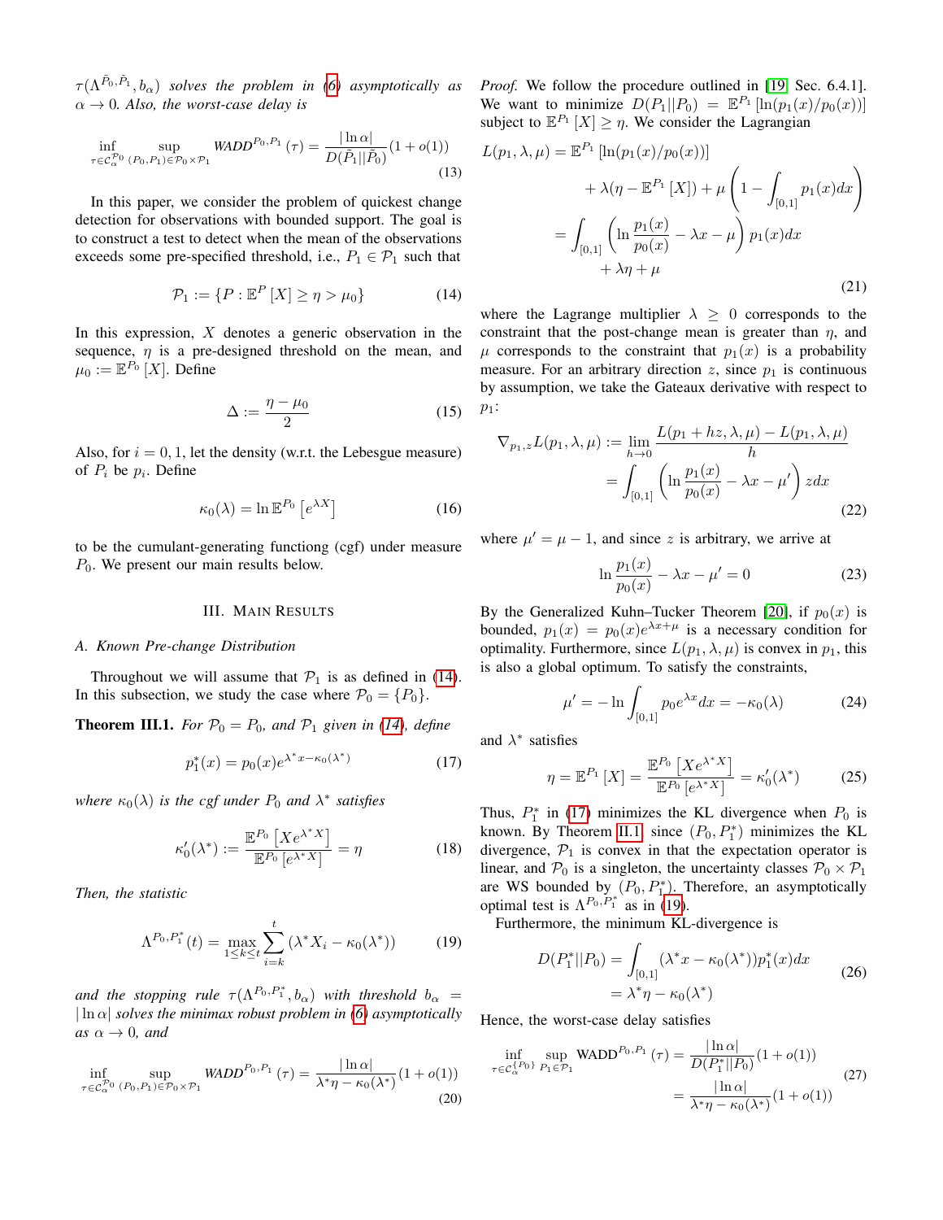$\tau(\Lambda^{\tilde{P}_0,\tilde{P}_1}, b_\alpha)$ *solves the problem in (6) asymptotically as* $\alpha \to 0$*. Also, the worst-case delay is*

$$\inf_{\tau\in\mathcal{C}_\alpha^{\mathcal{P}_0}} \sup_{(P_0,P_1)\in\mathcal{P}_0\times\mathcal{P}_1} \text{WADD}^{P_0,P_1}(\tau) = \frac{|\ln\alpha|}{D(\tilde{P}_1||\tilde{P}_0)}(1+o(1)) \tag{13}$$

In this paper, we consider the problem of quickest change detection for observations with bounded support. The goal is to construct a test to detect when the mean of the observations exceeds some pre-specified threshold, i.e., $P_1 \in \mathcal{P}_1$ such that

$$\mathcal{P}_1 := \{P : \mathbb{E}^P[X] \geq \eta > \mu_0\} \tag{14}$$

In this expression, $X$ denotes a generic observation in the sequence, $\eta$ is a pre-designed threshold on the mean, and $\mu_0 := \mathbb{E}^{P_0}[X]$. Define

$$\Delta := \frac{\eta - \mu_0}{2} \tag{15}$$

Also, for $i = 0, 1$, let the density (w.r.t. the Lebesgue measure) of $P_i$ be $p_i$. Define

$$\kappa_0(\lambda) = \ln \mathbb{E}^{P_0}\left[e^{\lambda X}\right] \tag{16}$$

to be the cumulant-generating functiong (cgf) under measure $P_0$. We present our main results below.

## III. Main Results

### A. Known Pre-change Distribution

Throughout we will assume that $\mathcal{P}_1$ is as defined in (14). In this subsection, we study the case where $\mathcal{P}_0 = \{P_0\}$.

**Theorem III.1.** *For* $\mathcal{P}_0 = P_0$*, and* $\mathcal{P}_1$ *given in (14), define*

$$p_1^*(x) = p_0(x)e^{\lambda^* x - \kappa_0(\lambda^*)} \tag{17}$$

*where* $\kappa_0(\lambda)$ *is the cgf under* $P_0$ *and* $\lambda^*$ *satisfies*

$$\kappa_0'(\lambda^*) := \frac{\mathbb{E}^{P_0}\left[Xe^{\lambda^* X}\right]}{\mathbb{E}^{P_0}\left[e^{\lambda^* X}\right]} = \eta \tag{18}$$

*Then, the statistic*

$$\Lambda^{P_0,P_1^*}(t) = \max_{1\leq k\leq t} \sum_{i=k}^{t} (\lambda^* X_i - \kappa_0(\lambda^*)) \tag{19}$$

*and the stopping rule* $\tau(\Lambda^{P_0,P_1^*}, b_\alpha)$ *with threshold* $b_\alpha = |\ln\alpha|$ *solves the minimax robust problem in (6) asymptotically as* $\alpha \to 0$*, and*

$$\inf_{\tau\in\mathcal{C}_\alpha^{\mathcal{P}_0}} \sup_{(P_0,P_1)\in\mathcal{P}_0\times\mathcal{P}_1} \text{WADD}^{P_0,P_1}(\tau) = \frac{|\ln\alpha|}{\lambda^*\eta - \kappa_0(\lambda^*)}(1+o(1)) \tag{20}$$

*Proof.* We follow the procedure outlined in [19, Sec. 6.4.1]. We want to minimize $D(P_1||P_0) = \mathbb{E}^{P_1}[\ln(p_1(x)/p_0(x))]$ subject to $\mathbb{E}^{P_1}[X] \geq \eta$. We consider the Lagrangian

$$\begin{aligned} L(p_1,\lambda,\mu) &= \mathbb{E}^{P_1}[\ln(p_1(x)/p_0(x))] \\ &\quad + \lambda(\eta - \mathbb{E}^{P_1}[X]) + \mu\left(1 - \int_{[0,1]} p_1(x)dx\right) \\ &= \int_{[0,1]} \left(\ln\frac{p_1(x)}{p_0(x)} - \lambda x - \mu\right) p_1(x)dx \\ &\quad + \lambda\eta + \mu \end{aligned} \tag{21}$$

where the Lagrange multiplier $\lambda \geq 0$ corresponds to the constraint that the post-change mean is greater than $\eta$, and $\mu$ corresponds to the constraint that $p_1(x)$ is a probability measure. For an arbitrary direction $z$, since $p_1$ is continuous by assumption, we take the Gateaux derivative with respect to $p_1$:

$$\begin{aligned} \nabla_{p_1,z} L(p_1,\lambda,\mu) &:= \lim_{h\to 0} \frac{L(p_1 + hz,\lambda,\mu) - L(p_1,\lambda,\mu)}{h} \\ &= \int_{[0,1]} \left(\ln\frac{p_1(x)}{p_0(x)} - \lambda x - \mu'\right) z dx \end{aligned} \tag{22}$$

where $\mu' = \mu - 1$, and since $z$ is arbitrary, we arrive at

$$\ln\frac{p_1(x)}{p_0(x)} - \lambda x - \mu' = 0 \tag{23}$$

By the Generalized Kuhn–Tucker Theorem [20], if $p_0(x)$ is bounded, $p_1(x) = p_0(x)e^{\lambda x + \mu}$ is a necessary condition for optimality. Furthermore, since $L(p_1,\lambda,\mu)$ is convex in $p_1$, this is also a global optimum. To satisfy the constraints,

$$\mu' = -\ln\int_{[0,1]} p_0 e^{\lambda x}dx = -\kappa_0(\lambda) \tag{24}$$

and $\lambda^*$ satisfies

$$\eta = \mathbb{E}^{P_1}[X] = \frac{\mathbb{E}^{P_0}\left[Xe^{\lambda^* X}\right]}{\mathbb{E}^{P_0}\left[e^{\lambda^* X}\right]} = \kappa_0'(\lambda^*) \tag{25}$$

Thus, $P_1^*$ in (17) minimizes the KL divergence when $P_0$ is known. By Theorem II.1, since $(P_0, P_1^*)$ minimizes the KL divergence, $\mathcal{P}_1$ is convex in that the expectation operator is linear, and $\mathcal{P}_0$ is a singleton, the uncertainty classes $\mathcal{P}_0 \times \mathcal{P}_1$ are WS bounded by $(P_0, P_1^*)$. Therefore, an asymptotically optimal test is $\Lambda^{P_0,P_1^*}$ as in (19).

Furthermore, the minimum KL-divergence is

$$\begin{aligned} D(P_1^*||P_0) &= \int_{[0,1]} (\lambda^* x - \kappa_0(\lambda^*))p_1^*(x)dx \\ &= \lambda^*\eta - \kappa_0(\lambda^*) \end{aligned} \tag{26}$$

Hence, the worst-case delay satisfies

$$\begin{aligned} \inf_{\tau\in\mathcal{C}_\alpha^{\{P_0\}}} \sup_{P_1\in\mathcal{P}_1} \text{WADD}^{P_0,P_1}(\tau) &= \frac{|\ln\alpha|}{D(P_1^*||P_0)}(1+o(1)) \\ &= \frac{|\ln\alpha|}{\lambda^*\eta - \kappa_0(\lambda^*)}(1+o(1)) \end{aligned} \tag{27}$$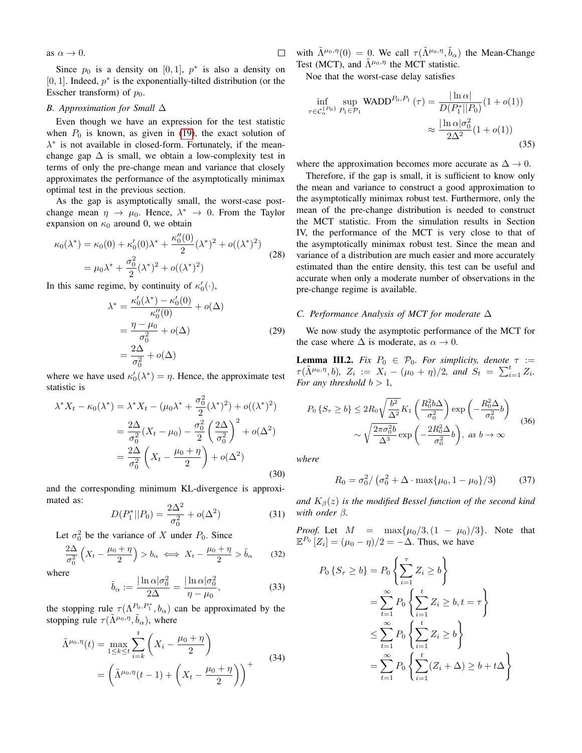as $\alpha \to 0$. □

Since $p_0$ is a density on $[0,1]$, $p^*$ is also a density on $[0,1]$. Indeed, $p^*$ is the exponentially-tilted distribution (or the Esscher transform) of $p_0$.

### B. Approximation for Small $\Delta$

Even though we have an expression for the test statistic when $P_0$ is known, as given in (19), the exact solution of $\lambda^*$ is not available in closed-form. Fortunately, if the mean-change gap $\Delta$ is small, we obtain a low-complexity test in terms of only the pre-change mean and variance that closely approximates the performance of the asymptotically minimax optimal test in the previous section.

As the gap is asymptotically small, the worst-case post-change mean $\eta \to \mu_0$. Hence, $\lambda^* \to 0$. From the Taylor expansion on $\kappa_0$ around 0, we obtain

$$
\begin{aligned}
\kappa_0(\lambda^*) &= \kappa_0(0) + \kappa_0'(0)\lambda^* + \frac{\kappa_0''(0)}{2}(\lambda^*)^2 + o((\lambda^*)^2) \\
&= \mu_0\lambda^* + \frac{\sigma_0^2}{2}(\lambda^*)^2 + o((\lambda^*)^2)
\end{aligned}
\tag{28}
$$

In this same regime, by continuity of $\kappa_0'(\cdot)$,

$$
\begin{aligned}
\lambda^* &= \frac{\kappa_0'(\lambda^*) - \kappa_0'(0)}{\kappa_0''(0)} + o(\Delta) \\
&= \frac{\eta - \mu_0}{\sigma_0^2} + o(\Delta) \\
&= \frac{2\Delta}{\sigma_0^2} + o(\Delta)
\end{aligned}
\tag{29}
$$

where we have used $\kappa_0'(\lambda^*) = \eta$. Hence, the approximate test statistic is

$$
\begin{aligned}
\lambda^* X_t - \kappa_0(\lambda^*) &= \lambda^* X_t - (\mu_0\lambda^* + \frac{\sigma_0^2}{2}(\lambda^*)^2) + o((\lambda^*)^2) \\
&= \frac{2\Delta}{\sigma_0^2}(X_t - \mu_0) - \frac{\sigma_0^2}{2}\left(\frac{2\Delta}{\sigma_0^2}\right)^2 + o(\Delta^2) \\
&= \frac{2\Delta}{\sigma_0^2}\left(X_t - \frac{\mu_0+\eta}{2}\right) + o(\Delta^2)
\end{aligned}
\tag{30}
$$

and the corresponding minimum KL-divergence is approximated as:

$$
D(P_1^* \| P_0) = \frac{2\Delta^2}{\sigma_0^2} + o(\Delta^2) \tag{31}
$$

Let $\sigma_0^2$ be the variance of $X$ under $P_0$. Since

$$
\frac{2\Delta}{\sigma_0^2}\left(X_t - \frac{\mu_0+\eta}{2}\right) > b_\alpha \iff X_t - \frac{\mu_0+\eta}{2} > \tilde{b}_\alpha \tag{32}
$$

where

$$
\tilde{b}_\alpha := \frac{|\ln\alpha|\sigma_0^2}{2\Delta} = \frac{|\ln\alpha|\sigma_0^2}{\eta - \mu_0}, \tag{33}
$$

the stopping rule $\tau(\Lambda^{P_0,P_1^*}, b_\alpha)$ can be approximated by the stopping rule $\tau(\tilde{\Lambda}^{\mu_0,\eta}, \tilde{b}_\alpha)$, where

$$
\begin{aligned}
\tilde{\Lambda}^{\mu_0,\eta}(t) &= \max_{1\le k\le t}\sum_{i=k}^{t}\left(X_i - \frac{\mu_0+\eta}{2}\right) \\
&= \left(\tilde{\Lambda}^{\mu_0,\eta}(t-1) + \left(X_t - \frac{\mu_0+\eta}{2}\right)\right)^+
\end{aligned}
\tag{34}
$$

with $\tilde{\Lambda}^{\mu_0,\eta}(0) = 0$. We call $\tau(\tilde{\Lambda}^{\mu_0,\eta}, \tilde{b}_\alpha)$ the Mean-Change Test (MCT), and $\tilde{\Lambda}^{\mu_0,\eta}$ the MCT statistic.

Noe that the worst-case delay satisfies

$$
\begin{aligned}
\inf_{\tau\in\mathcal{C}_\alpha^{\{P_0\}}}\sup_{P_1\in\mathcal{P}_1}\text{WADD}^{P_0,P_1}(\tau) &= \frac{|\ln\alpha|}{D(P_1^*\|P_0)}(1+o(1)) \\
&\approx \frac{|\ln\alpha|\sigma_0^2}{2\Delta^2}(1+o(1))
\end{aligned}
\tag{35}
$$

where the approximation becomes more accurate as $\Delta \to 0$.

Therefore, if the gap is small, it is sufficient to know only the mean and variance to construct a good approximation to the asymptotically minimax robust test. Furthermore, only the mean of the pre-change distribution is needed to construct the MCT statistic. From the simulation results in Section IV, the performance of the MCT is very close to that of the asymptotically minimax robust test. Since the mean and variance of a distribution are much easier and more accurately estimated than the entire density, this test can be useful and accurate when only a moderate number of observations in the pre-change regime is available.

### C. Performance Analysis of MCT for moderate $\Delta$

We now study the asymptotic performance of the MCT for the case where $\Delta$ is moderate, as $\alpha \to 0$.

**Lemma III.2.** *Fix $P_0 \in \mathcal{P}_0$. For simplicity, denote $\tau := \tau(\tilde{\Lambda}^{\mu_0,\eta}, b)$, $Z_i := X_i - (\mu_0+\eta)/2$, and $S_t = \sum_{i=1}^t Z_i$. For any threshold $b > 1$,*

$$
\begin{aligned}
P_0\{S_\tau \ge b\} &\le 2R_0\sqrt{\frac{b^2}{\Delta^2}}K_1\left(\frac{R_0^2 b\Delta}{\sigma_0^2}\right)\exp\left(-\frac{R_0^2\Delta}{\sigma_0^2}b\right) \\
&\sim \sqrt{\frac{2\pi\sigma_0^2 b}{\Delta^3}}\exp\left(-\frac{2R_0^2\Delta}{\sigma_0^2}b\right), \text{ as } b\to\infty
\end{aligned}
\tag{36}
$$

*where*

$$
R_0 = \sigma_0^2/\left(\sigma_0^2 + \Delta\cdot\max\{\mu_0, 1-\mu_0\}/3\right) \tag{37}
$$

*and $K_\beta(z)$ is the modified Bessel function of the second kind with order $\beta$.*

*Proof.* Let $M = \max\{\mu_0/3, (1-\mu_0)/3\}$. Note that $\mathbb{E}^{P_0}[Z_i] = (\mu_0 - \eta)/2 = -\Delta$. Thus, we have

$$
\begin{aligned}
P_0\{S_\tau \ge b\} &= P_0\left\{\sum_{i=1}^{\tau} Z_i \ge b\right\} \\
&= \sum_{t=1}^{\infty} P_0\left\{\sum_{i=1}^{t} Z_i \ge b, t = \tau\right\} \\
&\le \sum_{t=1}^{\infty} P_0\left\{\sum_{i=1}^{t} Z_i \ge b\right\} \\
&= \sum_{t=1}^{\infty} P_0\left\{\sum_{i=1}^{t} (Z_i + \Delta) \ge b + t\Delta\right\}
\end{aligned}
$$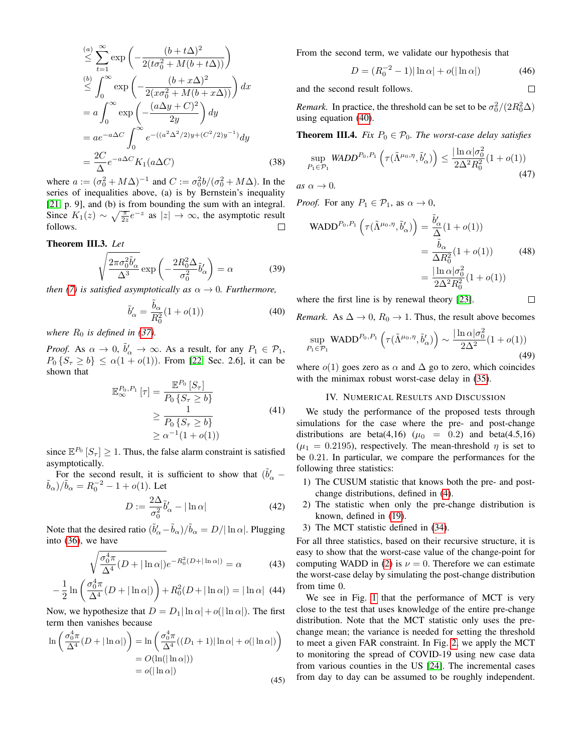$$
\begin{aligned}
&\overset{(a)}{\leq} \sum_{t=1}^{\infty} \exp\left(-\frac{(b+t\Delta)^2}{2(t\sigma_0^2 + M(b+t\Delta))}\right) \\
&\overset{(b)}{\leq} \int_0^{\infty} \exp\left(-\frac{(b+x\Delta)^2}{2(x\sigma_0^2 + M(b+x\Delta))}\right) dx \\
&= a\int_0^{\infty} \exp\left(-\frac{(a\Delta y + C)^2}{2y}\right) dy \\
&= ae^{-a\Delta C}\int_0^{\infty} e^{-((a^2\Delta^2/2)y + (C^2/2)y^{-1})} dy \\
&= \frac{2C}{\Delta} e^{-a\Delta C} K_1(a\Delta C)
\end{aligned} \tag{38}
$$

where $a := (\sigma_0^2 + M\Delta)^{-1}$ and $C := \sigma_0^2 b/(\sigma_0^2 + M\Delta)$. In the series of inequalities above, (a) is by Bernstein's inequality [21, p. 9], and (b) is from bounding the sum with an integral. Since $K_1(z) \sim \sqrt{\frac{\pi}{2z}} e^{-z}$ as $|z| \to \infty$, the asymptotic result follows. ∎

**Theorem III.3.** *Let*

$$
\sqrt{\frac{2\pi\sigma_0^2 \tilde{b}'_\alpha}{\Delta^3}} \exp\left(-\frac{2R_0^2\Delta}{\sigma_0^2}\tilde{b}'_\alpha\right) = \alpha \tag{39}
$$

*then (7) is satisfied asymptotically as $\alpha \to 0$. Furthermore,*

$$
\tilde{b}'_\alpha = \frac{\tilde{b}_\alpha}{R_0^2}(1 + o(1)) \tag{40}
$$

*where $R_0$ is defined in (37).*

*Proof.* As $\alpha \to 0$, $\tilde{b}'_\alpha \to \infty$. As a result, for any $P_1 \in \mathcal{P}_1$, $P_0\{S_\tau \geq b\} \leq \alpha(1 + o(1))$. From [22, Sec. 2.6], it can be shown that

$$
\begin{aligned}
\mathbb{E}_\infty^{P_0,P_1}[\tau] &= \frac{\mathbb{E}^{P_0}[S_\tau]}{P_0\{S_\tau \geq b\}} \\
&\geq \frac{1}{P_0\{S_\tau \geq b\}} \\
&\geq \alpha^{-1}(1 + o(1))
\end{aligned} \tag{41}
$$

since $\mathbb{E}^{P_0}[S_\tau] \geq 1$. Thus, the false alarm constraint is satisfied asymptotically.

For the second result, it is sufficient to show that $(\tilde{b}'_\alpha - \tilde{b}_\alpha)/\tilde{b}_\alpha = R_0^{-2} - 1 + o(1)$. Let

$$
D := \frac{2\Delta}{\sigma_0^2}\tilde{b}'_\alpha - |\ln\alpha| \tag{42}
$$

Note that the desired ratio $(\tilde{b}'_\alpha - \tilde{b}_\alpha)/\tilde{b}_\alpha = D/|\ln\alpha|$. Plugging into (36), we have

$$
\sqrt{\frac{\sigma_0^4\pi}{\Delta^4}(D + |\ln\alpha|)} e^{-R_0^2(D + |\ln\alpha|)} = \alpha \tag{43}
$$

$$
-\frac{1}{2}\ln\left(\frac{\sigma_0^4\pi}{\Delta^4}(D + |\ln\alpha|)\right) + R_0^2(D + |\ln\alpha|) = |\ln\alpha| \tag{44}
$$

Now, we hypothesize that $D = D_1|\ln\alpha| + o(|\ln\alpha|)$. The first term then vanishes because

$$
\begin{aligned}
\ln\left(\frac{\sigma_0^4\pi}{\Delta^4}(D + |\ln\alpha|)\right) &= \ln\left(\frac{\sigma_0^4\pi}{\Delta^4}((D_1 + 1)|\ln\alpha| + o(|\ln\alpha|)\right) \\
&= O(\ln(|\ln\alpha|)) \\
&= o(|\ln\alpha|)
\end{aligned} \tag{45}
$$

From the second term, we validate our hypothesis that

$$
D = (R_0^{-2} - 1)|\ln\alpha| + o(|\ln\alpha|) \tag{46}
$$

and the second result follows. ∎

*Remark.* In practice, the threshold can be set to be $\sigma_0^2/(2R_0^2\Delta)$ using equation (40).

**Theorem III.4.** *Fix $P_0 \in \mathcal{P}_0$. The worst-case delay satisfies*

$$
\sup_{P_1 \in \mathcal{P}_1} \textit{WADD}^{P_0,P_1}\left(\tau(\tilde{\Lambda}^{\mu_0,\eta}, \tilde{b}'_\alpha)\right) \leq \frac{|\ln\alpha|\sigma_0^2}{2\Delta^2 R_0^2}(1 + o(1)) \tag{47}
$$

*as $\alpha \to 0$.*

*Proof.* For any $P_1 \in \mathcal{P}_1$, as $\alpha \to 0$,

$$
\begin{aligned}
\text{WADD}^{P_0,P_1}\left(\tau(\tilde{\Lambda}^{\mu_0,\eta}, \tilde{b}'_\alpha)\right) &= \frac{\tilde{b}'_\alpha}{\Delta}(1 + o(1)) \\
&= \frac{\tilde{b}_\alpha}{\Delta R_0^2}(1 + o(1)) \\
&= \frac{|\ln\alpha|\sigma_0^2}{2\Delta^2 R_0^2}(1 + o(1))
\end{aligned} \tag{48}
$$

where the first line is by renewal theory [23]. ∎

*Remark.* As $\Delta \to 0$, $R_0 \to 1$. Thus, the result above becomes

$$
\sup_{P_1 \in \mathcal{P}_1} \text{WADD}^{P_0,P_1}\left(\tau(\tilde{\Lambda}^{\mu_0,\eta}, \tilde{b}'_\alpha)\right) \sim \frac{|\ln\alpha|\sigma_0^2}{2\Delta^2}(1 + o(1)) \tag{49}
$$

where $o(1)$ goes zero as $\alpha$ and $\Delta$ go to zero, which coincides with the minimax robust worst-case delay in (35).

## IV. Numerical Results and Discussion

We study the performance of the proposed tests through simulations for the case where the pre- and post-change distributions are beta(4,16) ($\mu_0 = 0.2$) and beta(4.5,16) ($\mu_1 = 0.2195$), respectively. The mean-threshold $\eta$ is set to be 0.21. In particular, we compare the performances for the following three statistics:

1) The CUSUM statistic that knows both the pre- and post-change distributions, defined in (4).
2) The statistic when only the pre-change distribution is known, defined in (19).
3) The MCT statistic defined in (34).

For all three statistics, based on their recursive structure, it is easy to show that the worst-case value of the change-point for computing WADD in (2) is $\nu = 0$. Therefore we can estimate the worst-case delay by simulating the post-change distribution from time 0.

We see in Fig. 1 that the performance of MCT is very close to the test that uses knowledge of the entire pre-change distribution. Note that the MCT statistic only uses the pre-change mean; the variance is needed for setting the threshold to meet a given FAR constraint. In Fig. 2, we apply the MCT to monitoring the spread of COVID-19 using new case data from various counties in the US [24]. The incremental cases from day to day can be assumed to be roughly independent.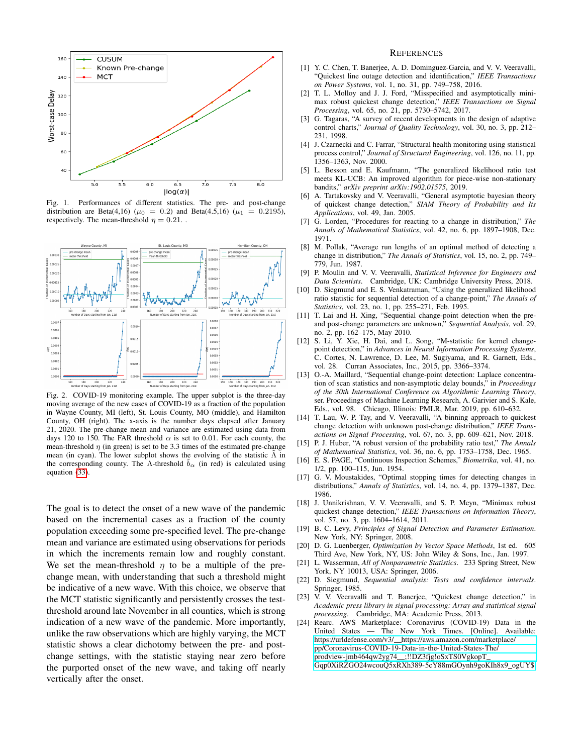CUSUM
Known Pre-change
MCT

Worst-case Delay

160
140
120
100
80
60
40

5.0 5.5 6.0 6.5 7.0 7.5 8.0

$|\log(\alpha)|$

Fig. 1. Performances of different statistics. The pre- and post-change distribution are Beta(4,16) ($\mu_0 = 0.2$) and Beta(4.5,16) ($\mu_1 = 0.2195$), respectively. The mean-threshold $\eta = 0.21$. .

Wayne County, MI
St. Louis County, MO
Hamilton County, OH

pre-change mean
mean-threshold

Fraction of Incremental Cases

Number of Days starting from Jan. 21st

Fig. 2. COVID-19 monitoring example. The upper subplot is the three-day moving average of the new cases of COVID-19 as a fraction of the population in Wayne County, MI (left), St. Louis County, MO (middle), and Hamilton County, OH (right). The x-axis is the number days elapsed after January 21, 2020. The pre-change mean and variance are estimated using data from days 120 to 150. The FAR threshold $\alpha$ is set to 0.01. For each county, the mean-threshold $\eta$ (in green) is set to be 3.3 times of the estimated pre-change mean (in cyan). The lower subplot shows the evolving of the statistic $\tilde{\Lambda}$ in the corresponding county. The $\Lambda$-threshold $\tilde{b}_\alpha$ (in red) is calculated using equation (33).

The goal is to detect the onset of a new wave of the pandemic based on the incremental cases as a fraction of the county population exceeding some pre-specified level. The pre-change mean and variance are estimated using observations for periods in which the increments remain low and roughly constant. We set the mean-threshold $\eta$ to be a multiple of the pre-change mean, with understanding that such a threshold might be indicative of a new wave. With this choice, we observe that the MCT statistic significantly and persistently crosses the test-threshold around late November in all counties, which is strong indication of a new wave of the pandemic. More importantly, unlike the raw observations which are highly varying, the MCT statistic shows a clear dichotomy between the pre- and post-change settings, with the statistic staying near zero before the purported onset of the new wave, and taking off nearly vertically after the onset.

## References

[1] Y. C. Chen, T. Banerjee, A. D. Dominguez-Garcia, and V. V. Veeravalli, "Quickest line outage detection and identification," *IEEE Transactions on Power Systems*, vol. 1, no. 31, pp. 749–758, 2016.

[2] T. L. Molloy and J. J. Ford, "Misspecified and asymptotically minimax robust quickest change detection," *IEEE Transactions on Signal Processing*, vol. 65, no. 21, pp. 5730–5742, 2017.

[3] G. Tagaras, "A survey of recent developments in the design of adaptive control charts," *Journal of Quality Technology*, vol. 30, no. 3, pp. 212–231, 1998.

[4] J. Czarnecki and C. Farrar, "Structural health monitoring using statistical process control," *Journal of Structural Engineering*, vol. 126, no. 11, pp. 1356–1363, Nov. 2000.

[5] L. Besson and E. Kaufmann, "The generalized likelihood ratio test meets KL-UCB: An improved algorithm for piece-wise non-stationary bandits," *arXiv preprint arXiv:1902.01575*, 2019.

[6] A. Tartakovsky and V. Veeravalli, "General asymptotic bayesian theory of quickest change detection," *SIAM Theory of Probability and Its Applications*, vol. 49, Jan. 2005.

[7] G. Lorden, "Procedures for reacting to a change in distribution," *The Annals of Mathematical Statistics*, vol. 42, no. 6, pp. 1897–1908, Dec. 1971.

[8] M. Pollak, "Average run lengths of an optimal method of detecting a change in distribution," *The Annals of Statistics*, vol. 15, no. 2, pp. 749–779, Jun. 1987.

[9] P. Moulin and V. V. Veeravalli, *Statistical Inference for Engineers and Data Scientists*. Cambridge, UK: Cambridge University Press, 2018.

[10] D. Siegmund and E. S. Venkatraman, "Using the generalized likelihood ratio statistic for sequential detection of a change-point," *The Annals of Statistics*, vol. 23, no. 1, pp. 255–271, Feb. 1995.

[11] T. Lai and H. Xing, "Sequential change-point detection when the pre- and post-change parameters are unknown," *Sequential Analysis*, vol. 29, no. 2, pp. 162–175, May 2010.

[12] S. Li, Y. Xie, H. Dai, and L. Song, "M-statistic for kernel change-point detection," in *Advances in Neural Information Processing Systems*, C. Cortes, N. Lawrence, D. Lee, M. Sugiyama, and R. Garnett, Eds., vol. 28. Curran Associates, Inc., 2015, pp. 3366–3374.

[13] O.-A. Maillard, "Sequential change-point detection: Laplace concentration of scan statistics and non-asymptotic delay bounds," in *Proceedings of the 30th International Conference on Algorithmic Learning Theory*, ser. Proceedings of Machine Learning Research, A. Garivier and S. Kale, Eds., vol. 98. Chicago, Illinois: PMLR, Mar. 2019, pp. 610–632.

[14] T. Lau, W. P. Tay, and V. Veeravalli, "A binning approach to quickest change detection with unknown post-change distribution," *IEEE Transactions on Signal Processing*, vol. 67, no. 3, pp. 609–621, Nov. 2018.

[15] P. J. Huber, "A robust version of the probability ratio test," *The Annals of Mathematical Statistics*, vol. 36, no. 6, pp. 1753–1758, Dec. 1965.

[16] E. S. PAGE, "Continuous Inspection Schemes," *Biometrika*, vol. 41, no. 1/2, pp. 100–115, Jun. 1954.

[17] G. V. Moustakides, "Optimal stopping times for detecting changes in distributions," *Annals of Statistics*, vol. 14, no. 4, pp. 1379–1387, Dec. 1986.

[18] J. Unnikrishnan, V. V. Veeravalli, and S. P. Meyn, "Minimax robust quickest change detection," *IEEE Transactions on Information Theory*, vol. 57, no. 3, pp. 1604–1614, 2011.

[19] B. C. Levy, *Principles of Signal Detection and Parameter Estimation*. New York, NY: Springer, 2008.

[20] D. G. Luenberger, *Optimization by Vector Space Methods*, 1st ed. 605 Third Ave, New York, NY, US: John Wiley & Sons, Inc., Jan. 1997.

[21] L. Wasserman, *All of Nonparametric Statistics*. 233 Spring Street, New York, NY 10013, USA: Springer, 2006.

[22] D. Siegmund, *Sequential analysis: Tests and confidence intervals*. Springer, 1985.

[23] V. V. Veeravalli and T. Banerjee, "Quickest change detection," in *Academic press library in signal processing: Array and statistical signal processing*. Cambridge, MA: Academic Press, 2013.

[24] Rearc. AWS Marketplace: Coronavirus (COVID-19) Data in the United States — The New York Times. [Online]. Available: https://urldefense.com/v3/__https://aws.amazon.com/marketplace/pp/Coronavirus-COVID-19-Data-in-the-United-States-The/prodview-jmb464qw2yg74__;!!DZ3fjg!oSxTS0VgkopT_Gqp0XiRZGO24wcouQ5xRXh389-5cY88mGOynh9goKIh8x9_ogUY$